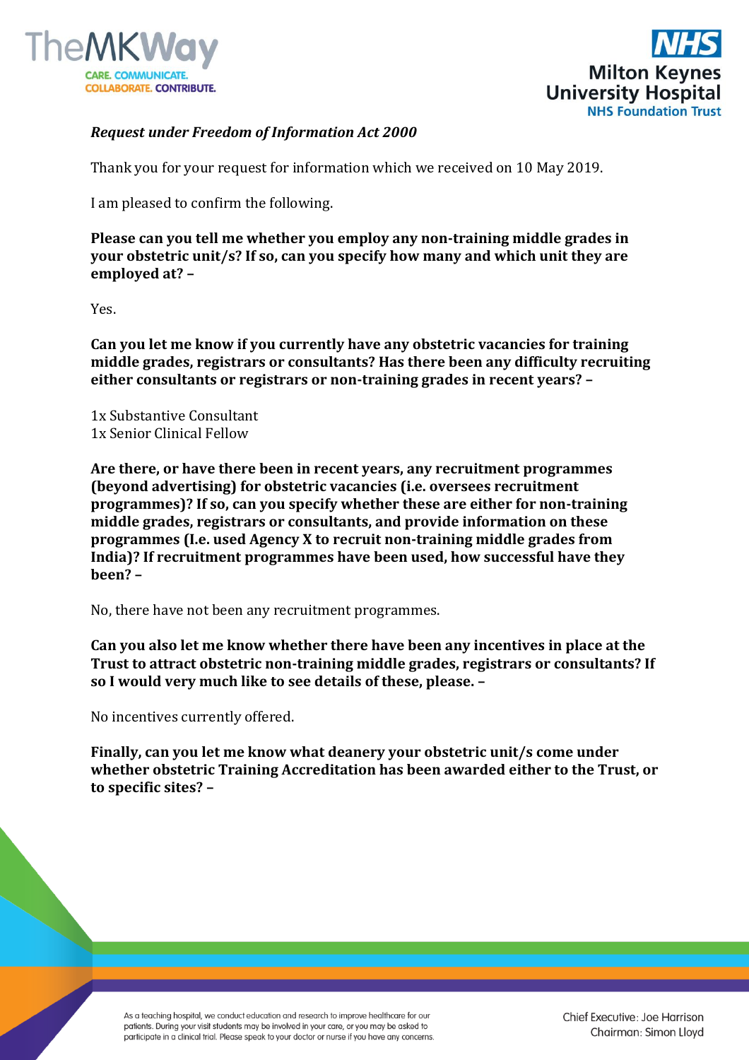***Request under Freedom of Information Act 2000***

Thank you for your request for information which we received on 10 May 2019.

I am pleased to confirm the following.

**Please can you tell me whether you employ any non-training middle grades in your obstetric unit/s? If so, can you specify how many and which unit they are employed at? –**

Yes.

**Can you let me know if you currently have any obstetric vacancies for training middle grades, registrars or consultants? Has there been any difficulty recruiting either consultants or registrars or non-training grades in recent years? –**

1x Substantive Consultant
1x Senior Clinical Fellow

**Are there, or have there been in recent years, any recruitment programmes (beyond advertising) for obstetric vacancies (i.e. oversees recruitment programmes)? If so, can you specify whether these are either for non-training middle grades, registrars or consultants, and provide information on these programmes (I.e. used Agency X to recruit non-training middle grades from India)? If recruitment programmes have been used, how successful have they been? –**

No, there have not been any recruitment programmes.

**Can you also let me know whether there have been any incentives in place at the Trust to attract obstetric non-training middle grades, registrars or consultants? If so I would very much like to see details of these, please. –**

No incentives currently offered.

**Finally, can you let me know what deanery your obstetric unit/s come under whether obstetric Training Accreditation has been awarded either to the Trust, or to specific sites? –**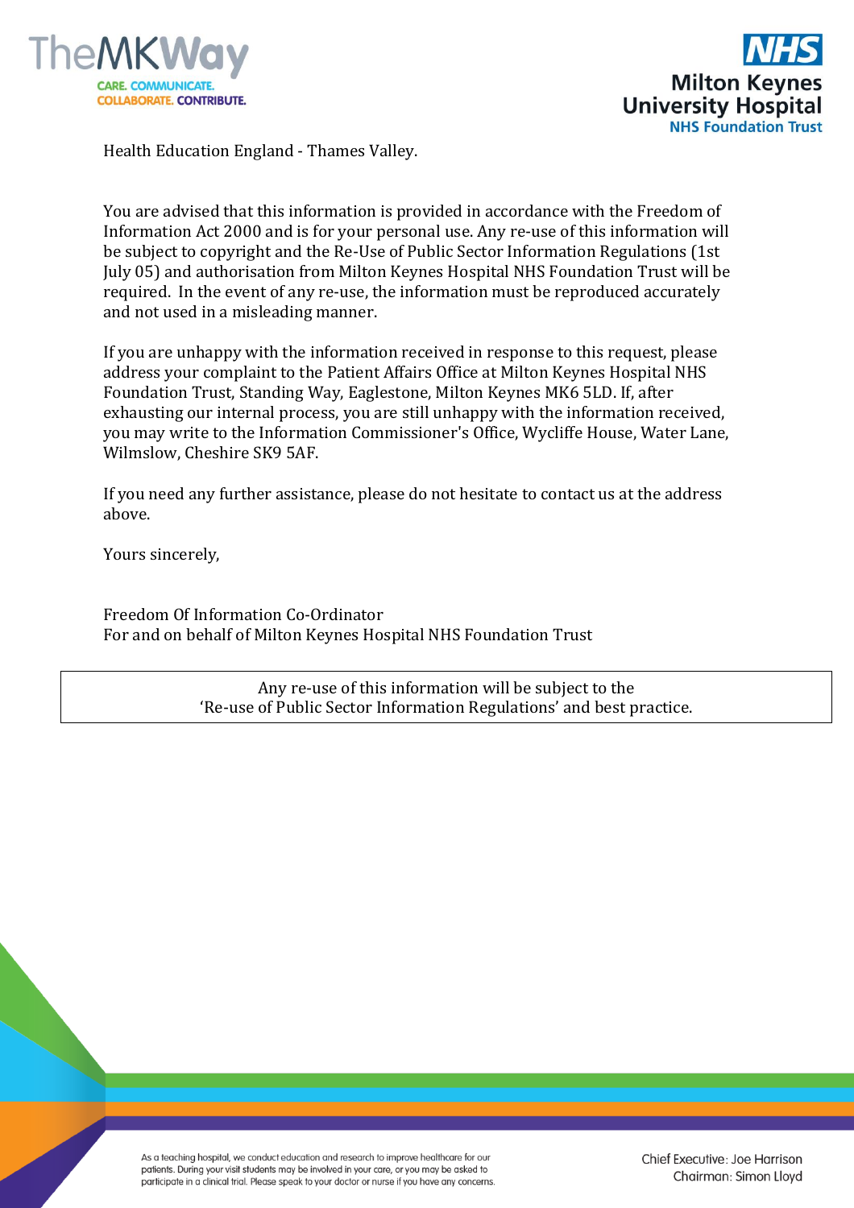Health Education England - Thames Valley.

You are advised that this information is provided in accordance with the Freedom of Information Act 2000 and is for your personal use. Any re-use of this information will be subject to copyright and the Re-Use of Public Sector Information Regulations (1st July 05) and authorisation from Milton Keynes Hospital NHS Foundation Trust will be required. In the event of any re-use, the information must be reproduced accurately and not used in a misleading manner.

If you are unhappy with the information received in response to this request, please address your complaint to the Patient Affairs Office at Milton Keynes Hospital NHS Foundation Trust, Standing Way, Eaglestone, Milton Keynes MK6 5LD. If, after exhausting our internal process, you are still unhappy with the information received, you may write to the Information Commissioner's Office, Wycliffe House, Water Lane, Wilmslow, Cheshire SK9 5AF.

If you need any further assistance, please do not hesitate to contact us at the address above.

Yours sincerely,

Freedom Of Information Co-Ordinator
For and on behalf of Milton Keynes Hospital NHS Foundation Trust

Any re-use of this information will be subject to the 'Re-use of Public Sector Information Regulations' and best practice.